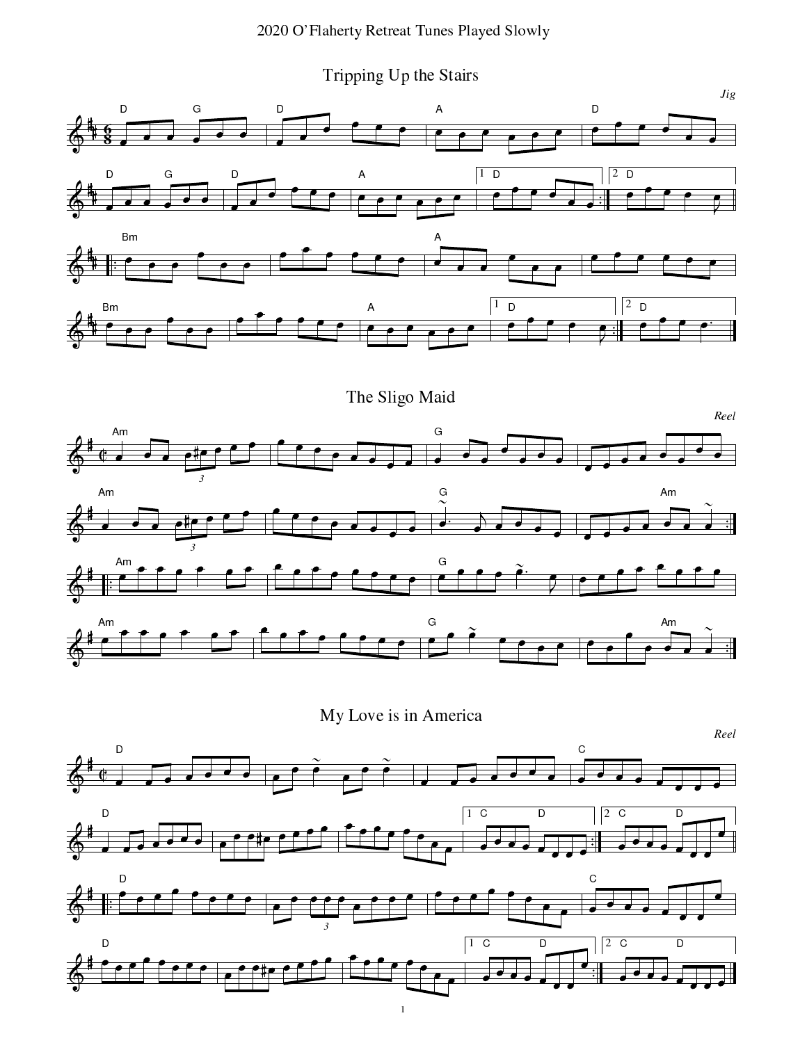# 2020 O'Flaherty Retreat Tunes Played Slowly

## Tripping Up the Stairs

*Jig*

## The Sligo Maid

*Reel*

## My Love is in America

*Reel*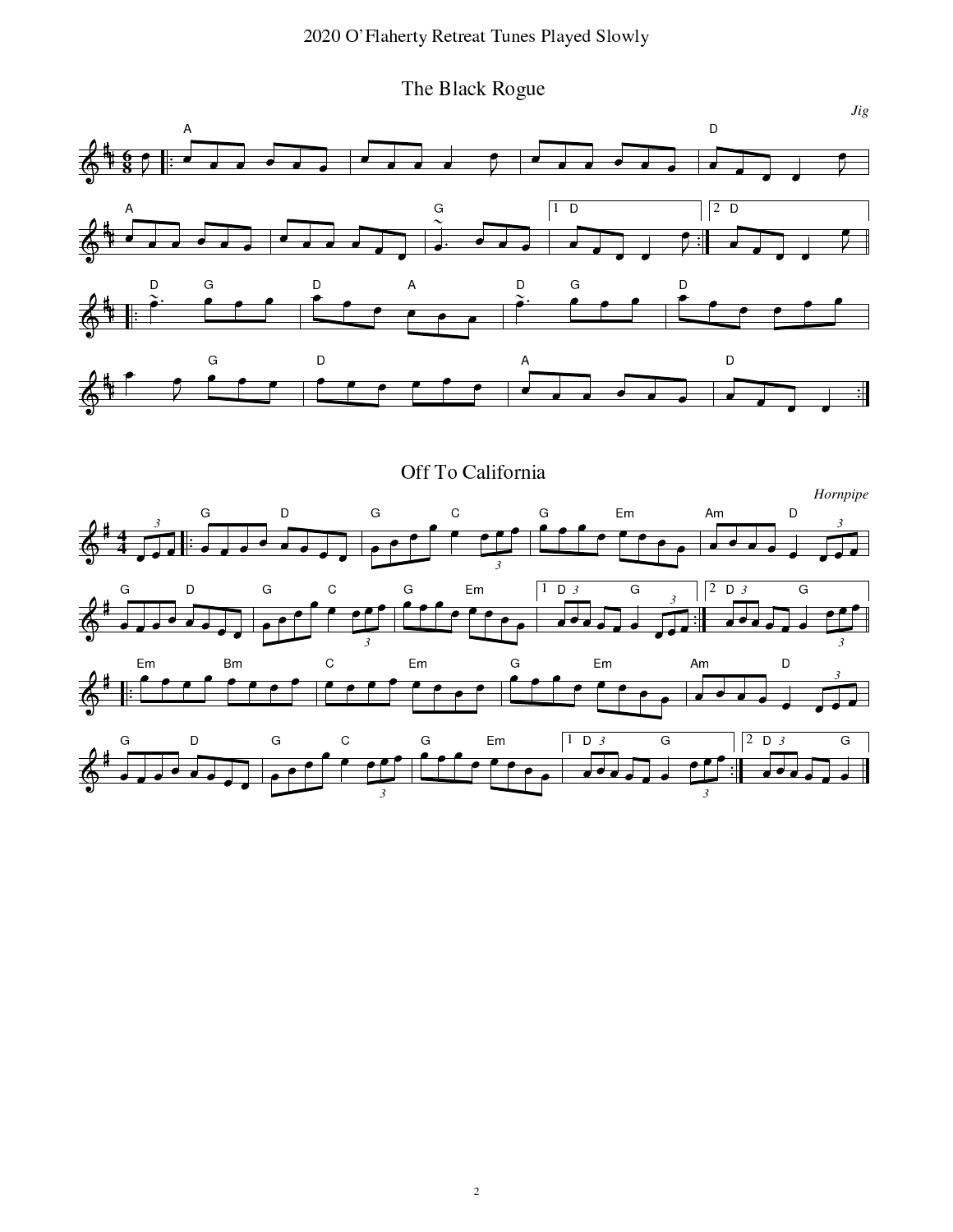# The Black Rogue

*Jig*

# Off To California

*Hornpipe*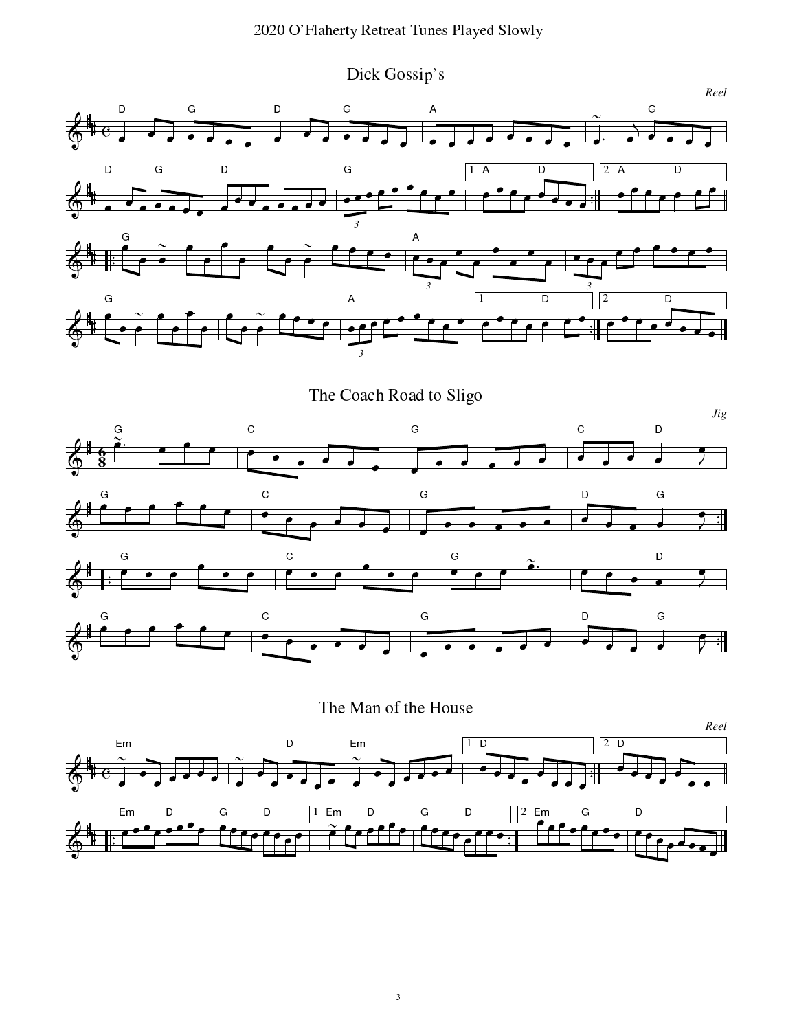# Dick Gossip's

*Reel*

# The Coach Road to Sligo

*Jig*

# The Man of the House

*Reel*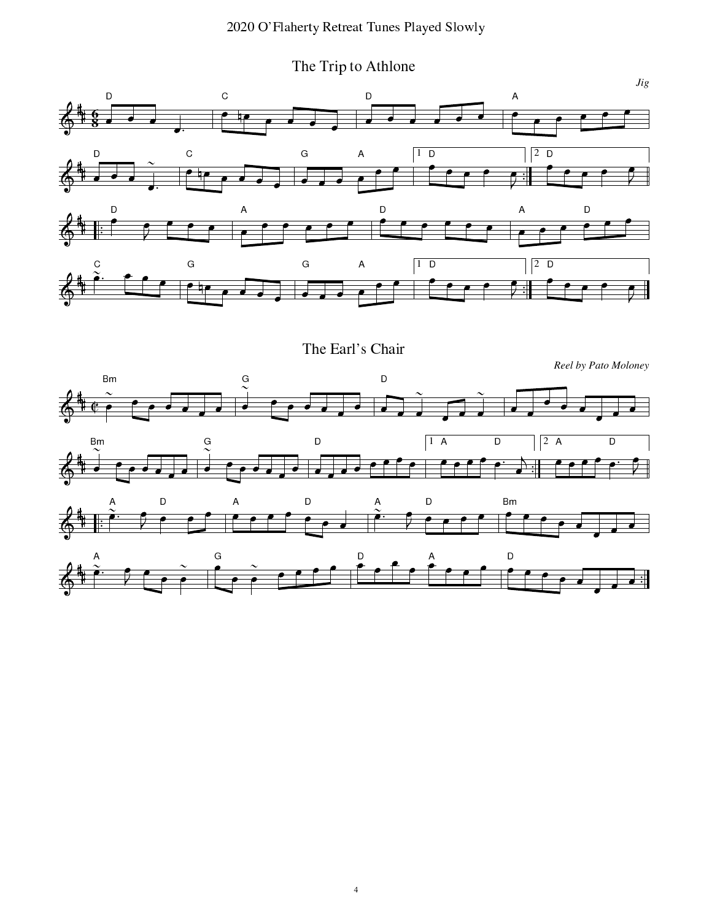## The Trip to Athlone

*Jig*

## The Earl's Chair

*Reel by Pato Moloney*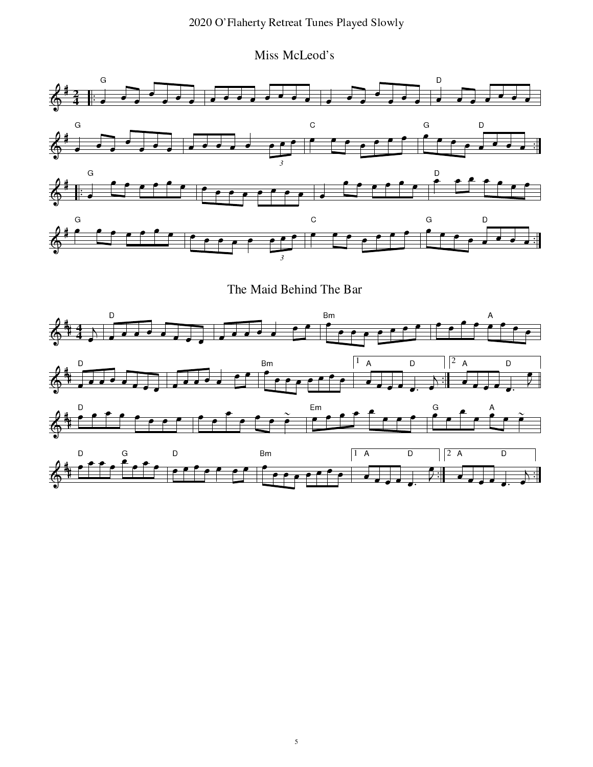# Miss McLeod's

# The Maid Behind The Bar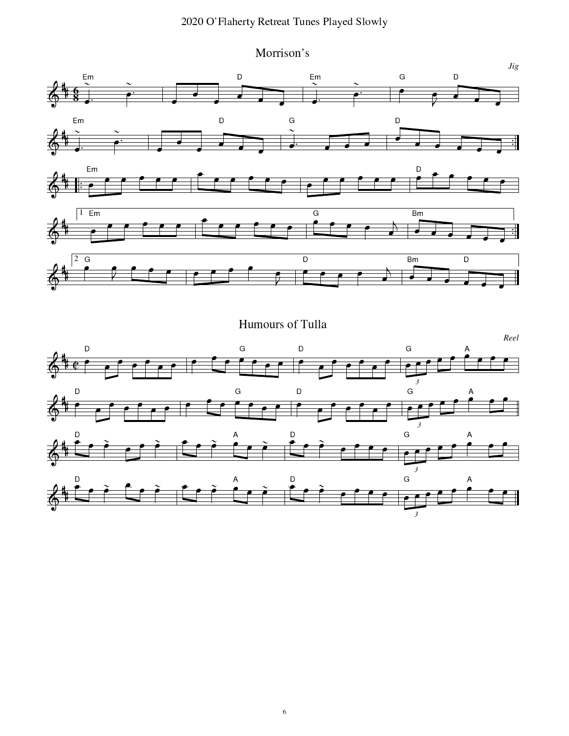# 2020 O'Flaherty Retreat Tunes Played Slowly

## Morrison's

*Jig*

## Humours of Tulla

*Reel*